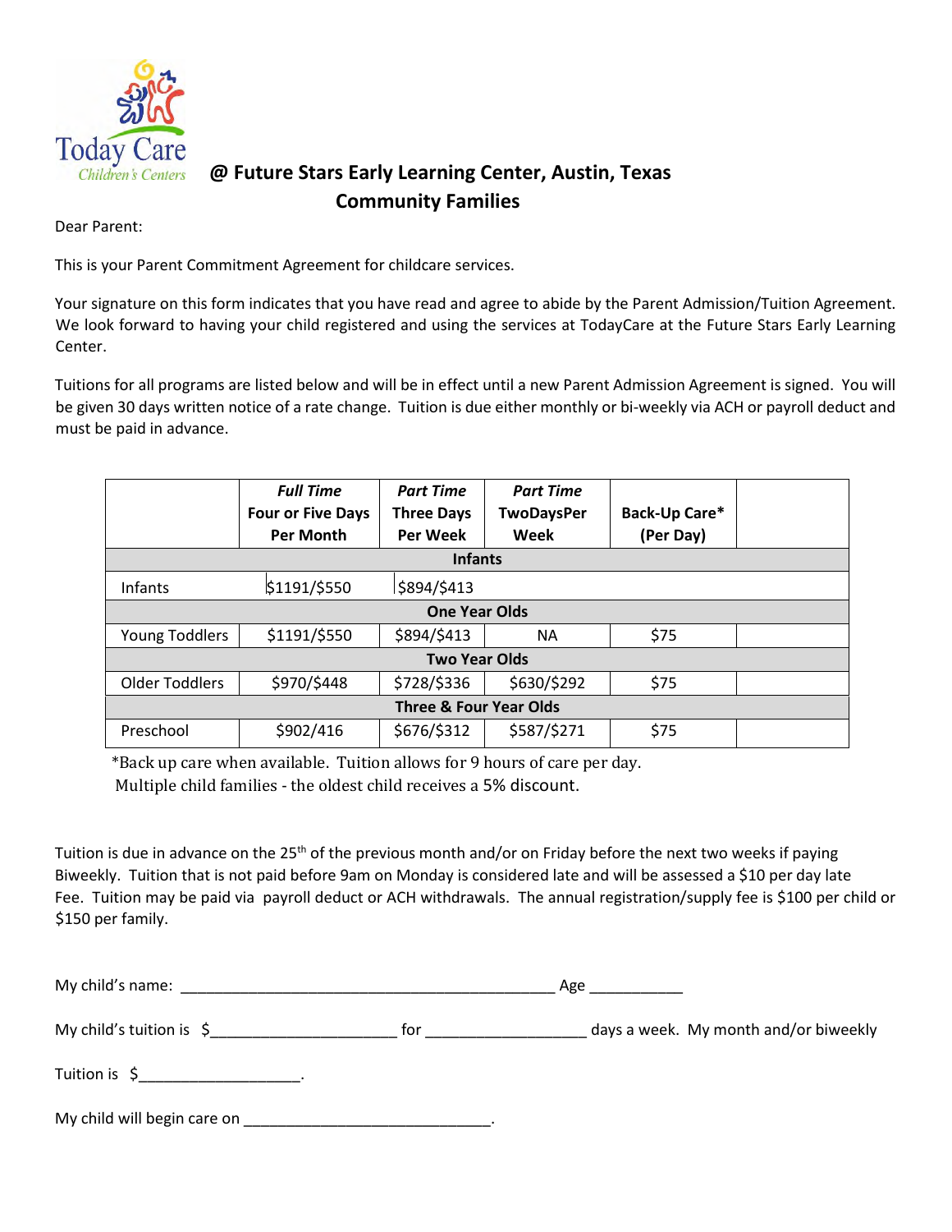Today Care
Children's Centers

## @ Future Stars Early Learning Center, Austin, Texas
## Community Families

Dear Parent:

This is your Parent Commitment Agreement for childcare services.

Your signature on this form indicates that you have read and agree to abide by the Parent Admission/Tuition Agreement. We look forward to having your child registered and using the services at TodayCare at the Future Stars Early Learning Center.

Tuitions for all programs are listed below and will be in effect until a new Parent Admission Agreement is signed. You will be given 30 days written notice of a rate change. Tuition is due either monthly or bi-weekly via ACH or payroll deduct and must be paid in advance.

| | ***Full Time*** **Four or Five Days Per Month** | ***Part Time*** **Three Days Per Week** | ***Part Time*** **TwoDaysPer Week** | **Back-Up Care\* (Per Day)** | |
|---|---|---|---|---|---|
| **Infants** | | | | | |
| Infants | $1191/$550 | $894/$413 | | | |
| **One Year Olds** | | | | | |
| Young Toddlers | $1191/$550 | $894/$413 | NA | $75 | |
| **Two Year Olds** | | | | | |
| Older Toddlers | $970/$448 | $728/$336 | $630/$292 | $75 | |
| **Three & Four Year Olds** | | | | | |
| Preschool | $902/416 | $676/$312 | $587/$271 | $75 | |

*Back up care when available. Tuition allows for 9 hours of care per day.
Multiple child families - the oldest child receives a 5% discount.

Tuition is due in advance on the 25th of the previous month and/or on Friday before the next two weeks if paying Biweekly. Tuition that is not paid before 9am on Monday is considered late and will be assessed a $10 per day late Fee. Tuition may be paid via payroll deduct or ACH withdrawals. The annual registration/supply fee is $100 per child or $150 per family.

My child's name: ____________________________________________ Age ___________

My child's tuition is $_____________________ for __________________ days a week. My month and/or biweekly

Tuition is $___________________.

My child will begin care on _____________________________.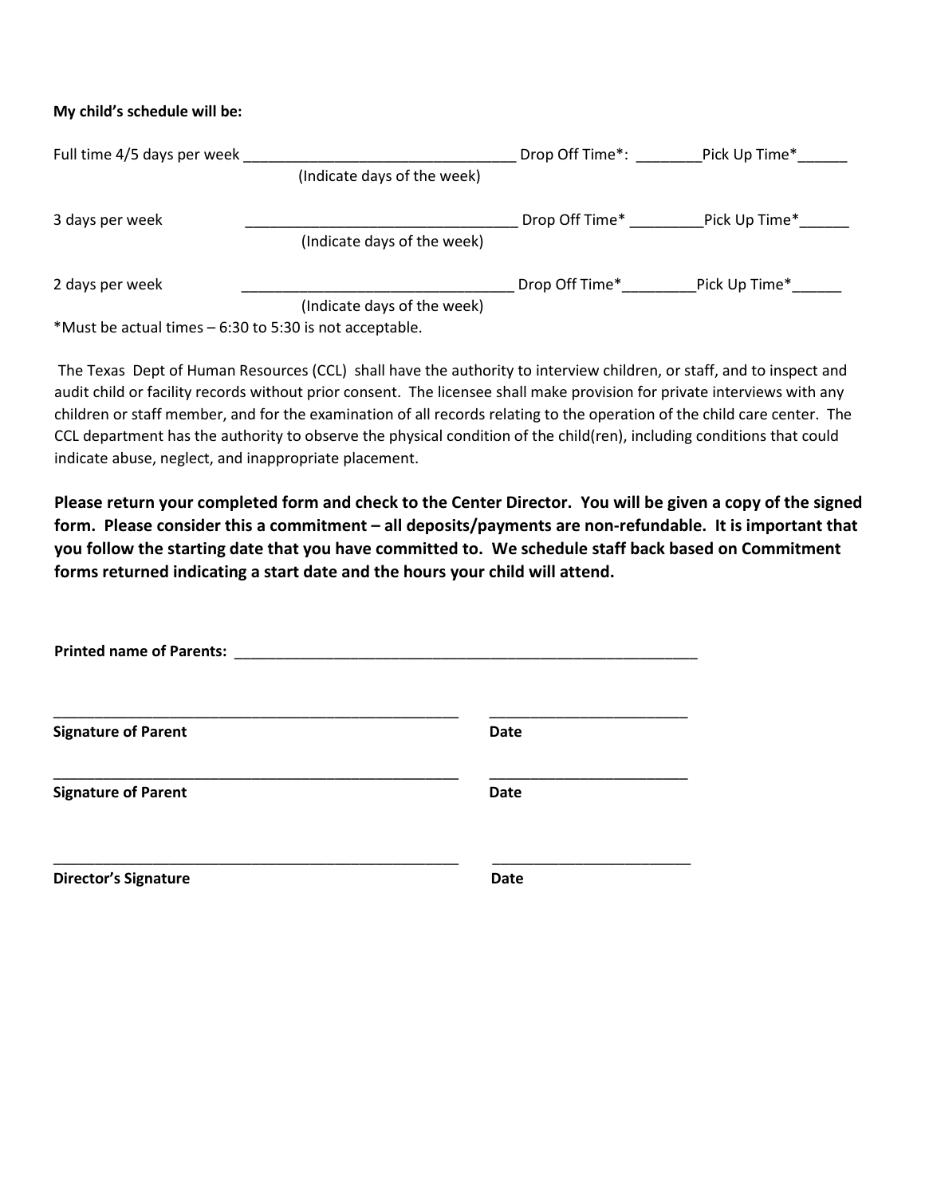**My child's schedule will be:**

Full time 4/5 days per week _________________________________ Drop Off Time*: ________Pick Up Time*______
(Indicate days of the week)

3 days per week _________________________________ Drop Off Time* _________Pick Up Time*______
(Indicate days of the week)

2 days per week _________________________________ Drop Off Time*_________Pick Up Time*______
(Indicate days of the week)

*Must be actual times – 6:30 to 5:30 is not acceptable.

The Texas Dept of Human Resources (CCL) shall have the authority to interview children, or staff, and to inspect and audit child or facility records without prior consent. The licensee shall make provision for private interviews with any children or staff member, and for the examination of all records relating to the operation of the child care center. The CCL department has the authority to observe the physical condition of the child(ren), including conditions that could indicate abuse, neglect, and inappropriate placement.

**Please return your completed form and check to the Center Director. You will be given a copy of the signed form. Please consider this a commitment – all deposits/payments are non-refundable. It is important that you follow the starting date that you have committed to. We schedule staff back based on Commitment forms returned indicating a start date and the hours your child will attend.**

**Printed name of Parents:** ___________________________________________________________

_____________________________________________________ _________________________
**Signature of Parent** **Date**

_____________________________________________________ _________________________
**Signature of Parent** **Date**

_____________________________________________________ _________________________
**Director's Signature** **Date**